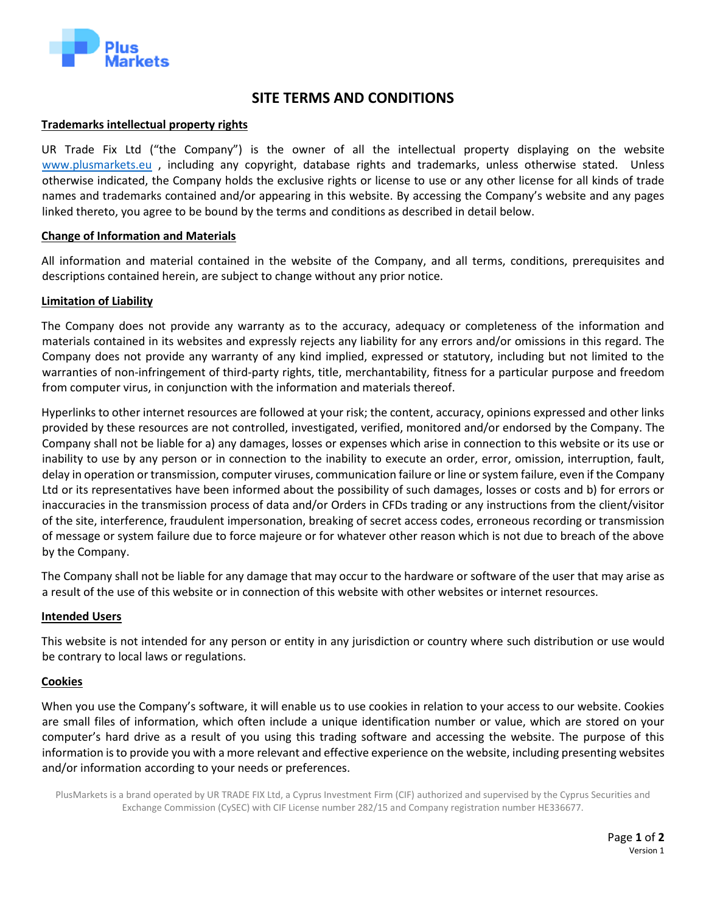# SITE TERMS AND CONDITIONS

**Trademarks intellectual property rights**

UR Trade Fix Ltd ("the Company") is the owner of all the intellectual property displaying on the website www.plusmarkets.eu , including any copyright, database rights and trademarks, unless otherwise stated. Unless otherwise indicated, the Company holds the exclusive rights or license to use or any other license for all kinds of trade names and trademarks contained and/or appearing in this website. By accessing the Company's website and any pages linked thereto, you agree to be bound by the terms and conditions as described in detail below.

**Change of Information and Materials**

All information and material contained in the website of the Company, and all terms, conditions, prerequisites and descriptions contained herein, are subject to change without any prior notice.

**Limitation of Liability**

The Company does not provide any warranty as to the accuracy, adequacy or completeness of the information and materials contained in its websites and expressly rejects any liability for any errors and/or omissions in this regard. The Company does not provide any warranty of any kind implied, expressed or statutory, including but not limited to the warranties of non-infringement of third-party rights, title, merchantability, fitness for a particular purpose and freedom from computer virus, in conjunction with the information and materials thereof.

Hyperlinks to other internet resources are followed at your risk; the content, accuracy, opinions expressed and other links provided by these resources are not controlled, investigated, verified, monitored and/or endorsed by the Company. The Company shall not be liable for a) any damages, losses or expenses which arise in connection to this website or its use or inability to use by any person or in connection to the inability to execute an order, error, omission, interruption, fault, delay in operation or transmission, computer viruses, communication failure or line or system failure, even if the Company Ltd or its representatives have been informed about the possibility of such damages, losses or costs and b) for errors or inaccuracies in the transmission process of data and/or Orders in CFDs trading or any instructions from the client/visitor of the site, interference, fraudulent impersonation, breaking of secret access codes, erroneous recording or transmission of message or system failure due to force majeure or for whatever other reason which is not due to breach of the above by the Company.

The Company shall not be liable for any damage that may occur to the hardware or software of the user that may arise as a result of the use of this website or in connection of this website with other websites or internet resources.

**Intended Users**

This website is not intended for any person or entity in any jurisdiction or country where such distribution or use would be contrary to local laws or regulations.

**Cookies**

When you use the Company's software, it will enable us to use cookies in relation to your access to our website. Cookies are small files of information, which often include a unique identification number or value, which are stored on your computer's hard drive as a result of you using this trading software and accessing the website. The purpose of this information is to provide you with a more relevant and effective experience on the website, including presenting websites and/or information according to your needs or preferences.

PlusMarkets is a brand operated by UR TRADE FIX Ltd, a Cyprus Investment Firm (CIF) authorized and supervised by the Cyprus Securities and Exchange Commission (CySEC) with CIF License number 282/15 and Company registration number HE336677.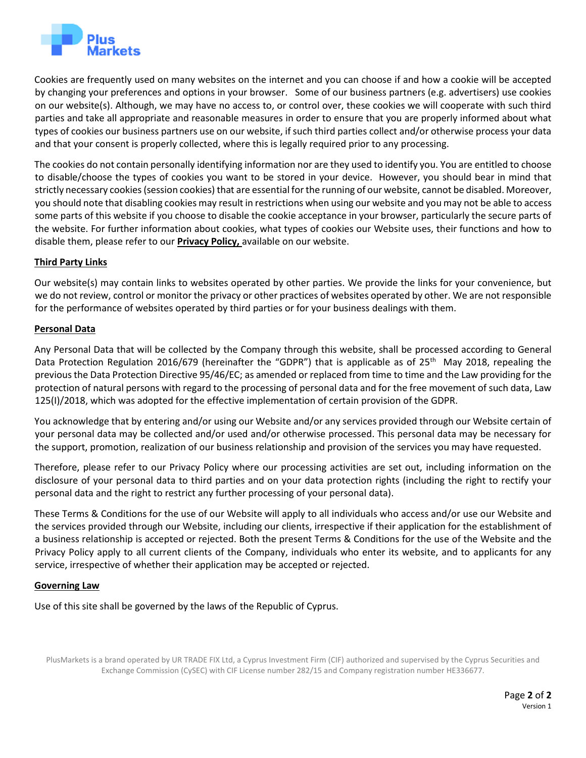Cookies are frequently used on many websites on the internet and you can choose if and how a cookie will be accepted by changing your preferences and options in your browser. Some of our business partners (e.g. advertisers) use cookies on our website(s). Although, we may have no access to, or control over, these cookies we will cooperate with such third parties and take all appropriate and reasonable measures in order to ensure that you are properly informed about what types of cookies our business partners use on our website, if such third parties collect and/or otherwise process your data and that your consent is properly collected, where this is legally required prior to any processing.

The cookies do not contain personally identifying information nor are they used to identify you. You are entitled to choose to disable/choose the types of cookies you want to be stored in your device. However, you should bear in mind that strictly necessary cookies (session cookies) that are essential for the running of our website, cannot be disabled. Moreover, you should note that disabling cookies may result in restrictions when using our website and you may not be able to access some parts of this website if you choose to disable the cookie acceptance in your browser, particularly the secure parts of the website. For further information about cookies, what types of cookies our Website uses, their functions and how to disable them, please refer to our **Privacy Policy,** available on our website.

**Third Party Links**

Our website(s) may contain links to websites operated by other parties. We provide the links for your convenience, but we do not review, control or monitor the privacy or other practices of websites operated by other. We are not responsible for the performance of websites operated by third parties or for your business dealings with them.

**Personal Data**

Any Personal Data that will be collected by the Company through this website, shall be processed according to General Data Protection Regulation 2016/679 (hereinafter the "GDPR") that is applicable as of 25th May 2018, repealing the previous the Data Protection Directive 95/46/EC; as amended or replaced from time to time and the Law providing for the protection of natural persons with regard to the processing of personal data and for the free movement of such data, Law 125(I)/2018, which was adopted for the effective implementation of certain provision of the GDPR.

You acknowledge that by entering and/or using our Website and/or any services provided through our Website certain of your personal data may be collected and/or used and/or otherwise processed. This personal data may be necessary for the support, promotion, realization of our business relationship and provision of the services you may have requested.

Therefore, please refer to our Privacy Policy where our processing activities are set out, including information on the disclosure of your personal data to third parties and on your data protection rights (including the right to rectify your personal data and the right to restrict any further processing of your personal data).

These Terms & Conditions for the use of our Website will apply to all individuals who access and/or use our Website and the services provided through our Website, including our clients, irrespective if their application for the establishment of a business relationship is accepted or rejected. Both the present Terms & Conditions for the use of the Website and the Privacy Policy apply to all current clients of the Company, individuals who enter its website, and to applicants for any service, irrespective of whether their application may be accepted or rejected.

**Governing Law**

Use of this site shall be governed by the laws of the Republic of Cyprus.

PlusMarkets is a brand operated by UR TRADE FIX Ltd, a Cyprus Investment Firm (CIF) authorized and supervised by the Cyprus Securities and Exchange Commission (CySEC) with CIF License number 282/15 and Company registration number HE336677.